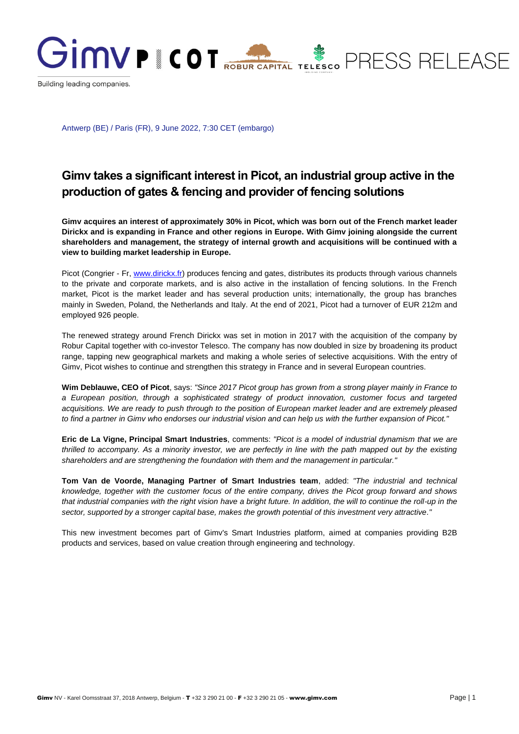PRESS RELEASE

Antwerp (BE) / Paris (FR), 9 June 2022, 7:30 CET (embargo)

# Gimv takes a significant interest in Picot, an industrial group active in the production of gates & fencing and provider of fencing solutions

**Gimv acquires an interest of approximately 30% in Picot, which was born out of the French market leader Dirickx and is expanding in France and other regions in Europe. With Gimv joining alongside the current shareholders and management, the strategy of internal growth and acquisitions will be continued with a view to building market leadership in Europe.**

Picot (Congrier - Fr, [www.dirickx.fr](http://www.dirickx.fr)) produces fencing and gates, distributes its products through various channels to the private and corporate markets, and is also active in the installation of fencing solutions. In the French market, Picot is the market leader and has several production units; internationally, the group has branches mainly in Sweden, Poland, the Netherlands and Italy. At the end of 2021, Picot had a turnover of EUR 212m and employed 926 people.

The renewed strategy around French Dirickx was set in motion in 2017 with the acquisition of the company by Robur Capital together with co-investor Telesco. The company has now doubled in size by broadening its product range, tapping new geographical markets and making a whole series of selective acquisitions. With the entry of Gimv, Picot wishes to continue and strengthen this strategy in France and in several European countries.

**Wim Deblauwe, CEO of Picot**, says: *"Since 2017 Picot group has grown from a strong player mainly in France to a European position, through a sophisticated strategy of product innovation, customer focus and targeted acquisitions. We are ready to push through to the position of European market leader and are extremely pleased to find a partner in Gimv who endorses our industrial vision and can help us with the further expansion of Picot."*

**Eric de La Vigne, Principal Smart Industries**, comments: *"Picot is a model of industrial dynamism that we are thrilled to accompany. As a minority investor, we are perfectly in line with the path mapped out by the existing shareholders and are strengthening the foundation with them and the management in particular."*

**Tom Van de Voorde, Managing Partner of Smart Industries team**, added: *"The industrial and technical knowledge, together with the customer focus of the entire company, drives the Picot group forward and shows that industrial companies with the right vision have a bright future. In addition, the will to continue the roll-up in the sector, supported by a stronger capital base, makes the growth potential of this investment very attractive."*

This new investment becomes part of Gimv's Smart Industries platform, aimed at companies providing B2B products and services, based on value creation through engineering and technology.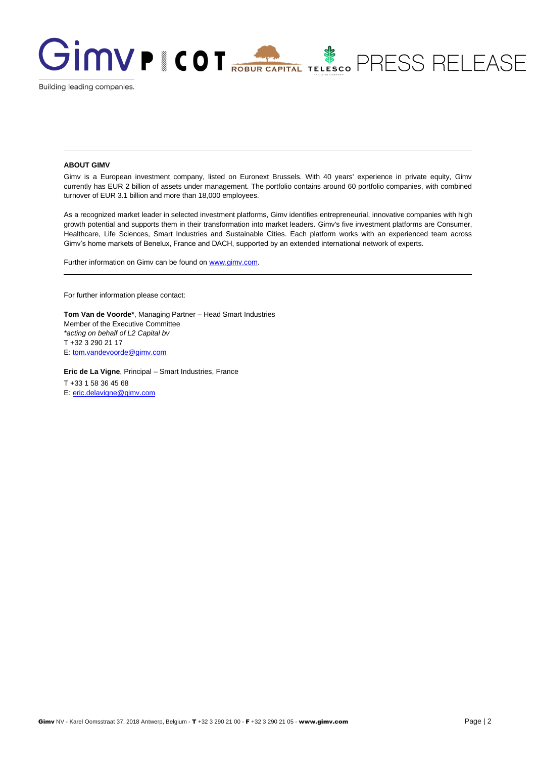## ABOUT GIMV

Gimv is a European investment company, listed on Euronext Brussels. With 40 years' experience in private equity, Gimv currently has EUR 2 billion of assets under management. The portfolio contains around 60 portfolio companies, with combined turnover of EUR 3.1 billion and more than 18,000 employees.

As a recognized market leader in selected investment platforms, Gimv identifies entrepreneurial, innovative companies with high growth potential and supports them in their transformation into market leaders. Gimv's five investment platforms are Consumer, Healthcare, Life Sciences, Smart Industries and Sustainable Cities. Each platform works with an experienced team across Gimv's home markets of Benelux, France and DACH, supported by an extended international network of experts.

Further information on Gimv can be found on www.gimv.com.

---

For further information please contact:

**Tom Van de Voorde***, Managing Partner – Head Smart Industries
Member of the Executive Committee
*\*acting on behalf of L2 Capital bv*
T +32 3 290 21 17
E: tom.vandevoorde@gimv.com

**Eric de La Vigne**, Principal – Smart Industries, France
T +33 1 58 36 45 68
E: eric.delavigne@gimv.com